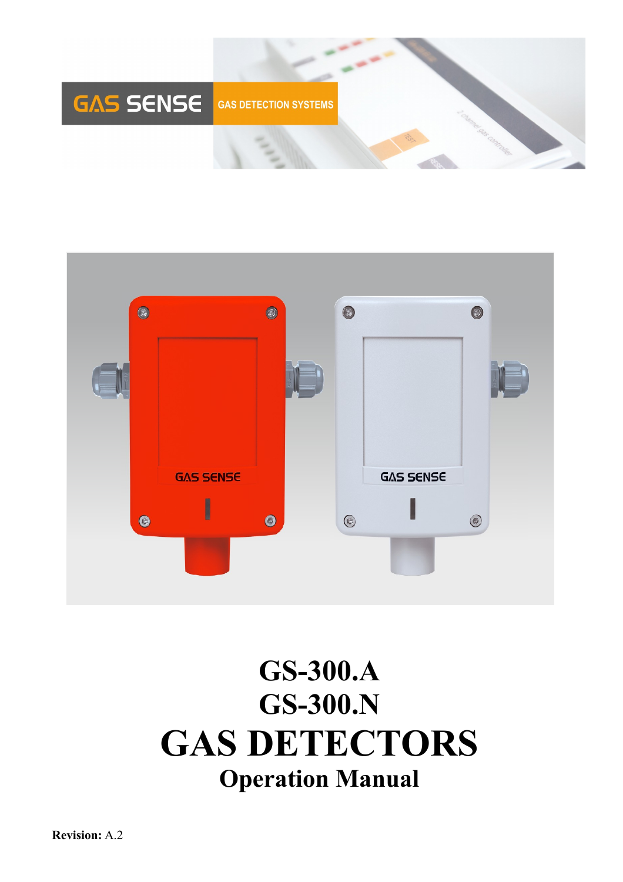GAS SENSE GAS DETECTION SYSTEMS

# GS-300.A
# GS-300.N
# GAS DETECTORS
## Operation Manual

**Revision:** A.2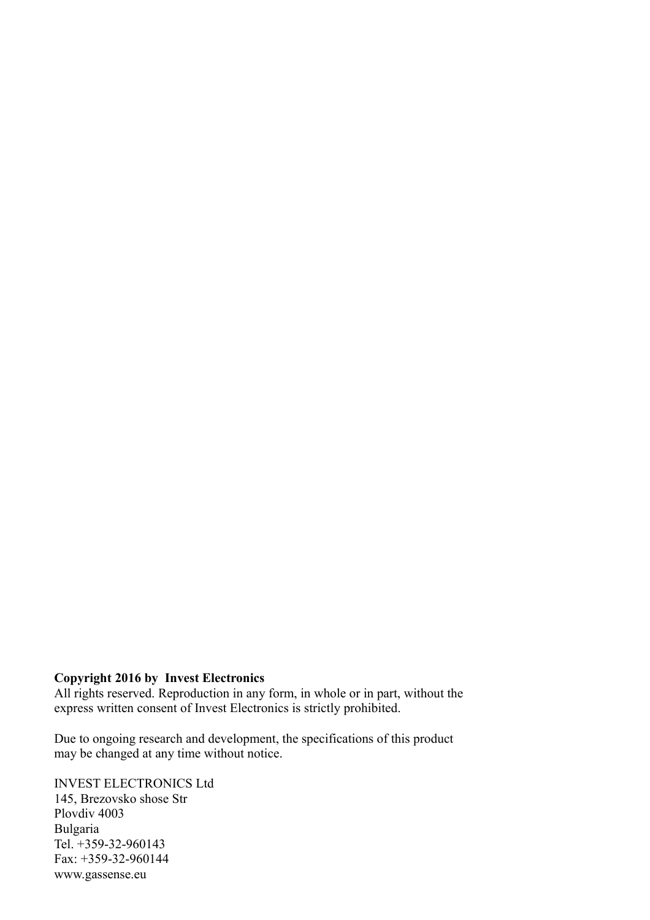**Copyright 2016 by Invest Electronics**
All rights reserved. Reproduction in any form, in whole or in part, without the express written consent of Invest Electronics is strictly prohibited.

Due to ongoing research and development, the specifications of this product may be changed at any time without notice.

INVEST ELECTRONICS Ltd
145, Brezovsko shose Str
Plovdiv 4003
Bulgaria
Tel. +359-32-960143
Fax: +359-32-960144
www.gassense.eu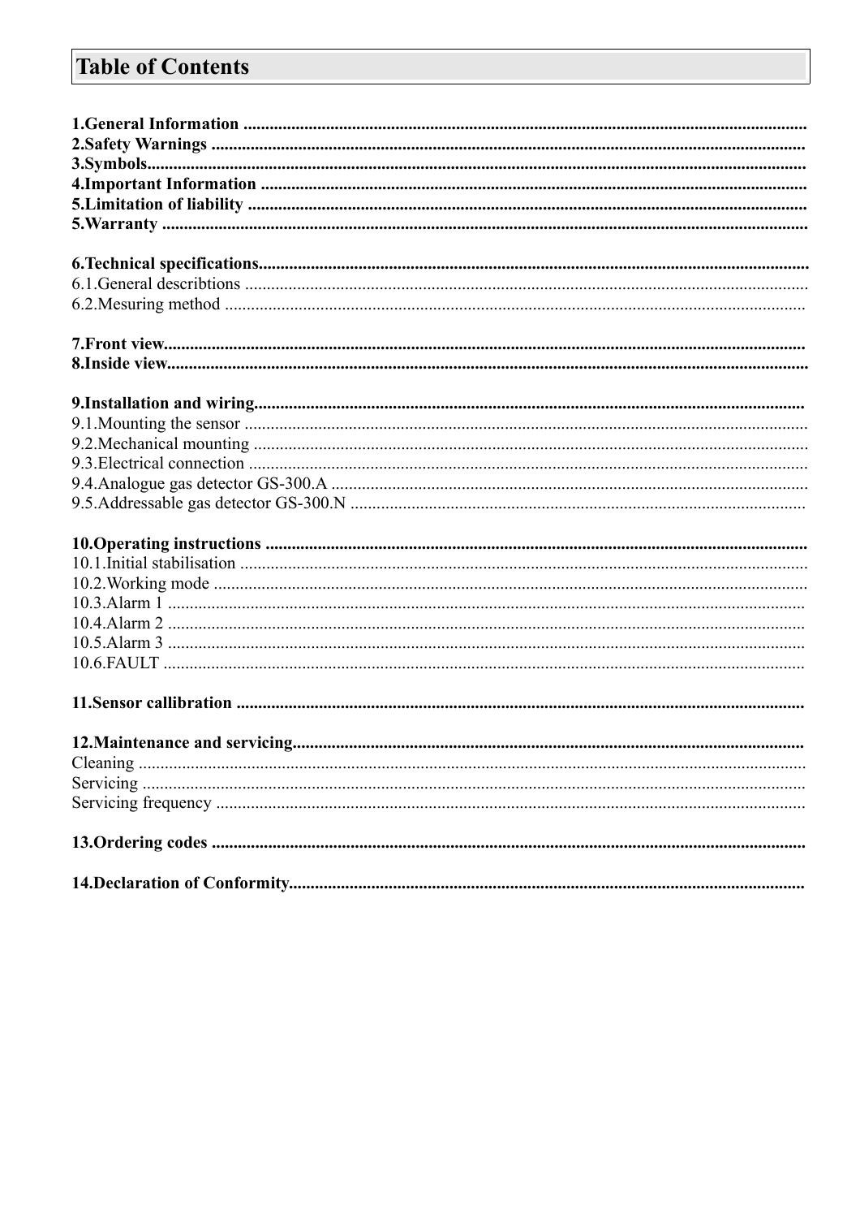# Table of Contents

**1.General Information** ................................................................................................................................
**2.Safety Warnings** .......................................................................................................................................
**3.Symbols**.....................................................................................................................................................
**4.Important Information** ............................................................................................................................
**5.Limitation of liability** ...............................................................................................................................
**5.Warranty** ..................................................................................................................................................

**6.Technical specifications**............................................................................................................................
6.1.General describtions ................................................................................................................................
6.2.Mesuring method ....................................................................................................................................

**7.Front view**..................................................................................................................................................
**8.Inside view**.................................................................................................................................................

**9.Installation and wiring**.............................................................................................................................
9.1.Mounting the sensor ................................................................................................................................
9.2.Mechanical mounting ..............................................................................................................................
9.3.Electrical connection ...............................................................................................................................
9.4.Analogue gas detector GS-300.A .............................................................................................................
9.5.Addressable gas detector GS-300.N ........................................................................................................

**10.Operating instructions** ...........................................................................................................................
10.1.Initial stabilisation .................................................................................................................................
10.2.Working mode .......................................................................................................................................
10.3.Alarm 1 ..................................................................................................................................................
10.4.Alarm 2 ..................................................................................................................................................
10.5.Alarm 3 ..................................................................................................................................................
10.6.FAULT ...................................................................................................................................................

**11.Sensor callibration** .................................................................................................................................

**12.Maintenance and servicing**....................................................................................................................
Cleaning .......................................................................................................................................................
Servicing ......................................................................................................................................................
Servicing frequency ......................................................................................................................................

**13.Ordering codes** ......................................................................................................................................

**14.Declaration of Conformity**.....................................................................................................................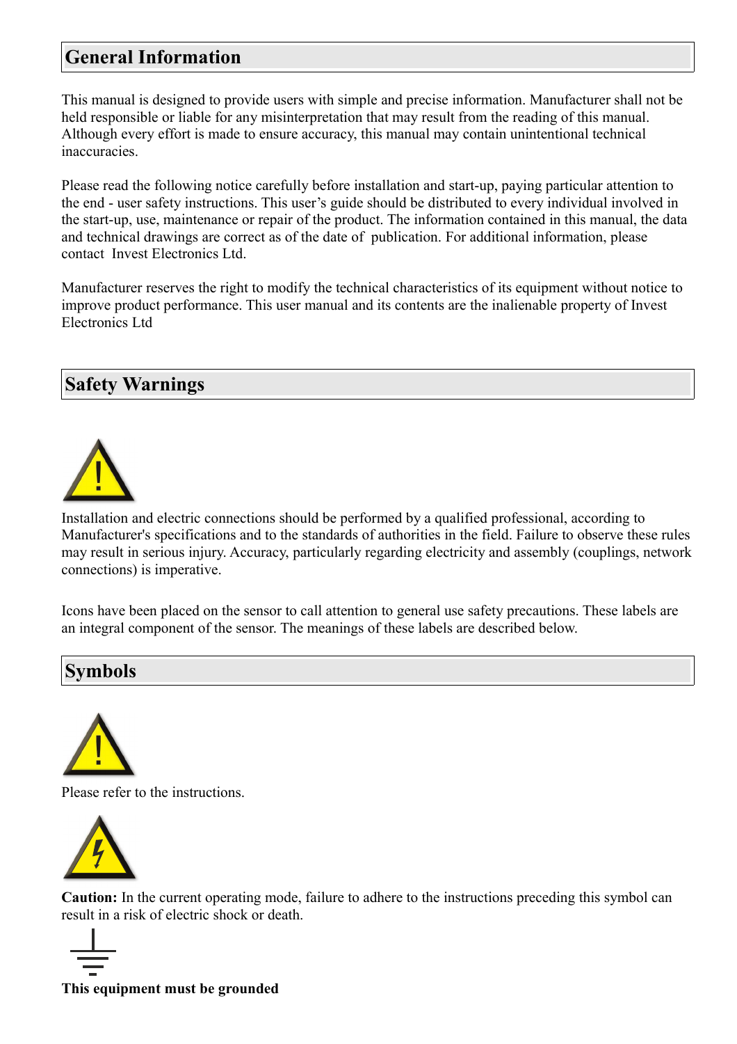## General Information

This manual is designed to provide users with simple and precise information. Manufacturer shall not be held responsible or liable for any misinterpretation that may result from the reading of this manual. Although every effort is made to ensure accuracy, this manual may contain unintentional technical inaccuracies.

Please read the following notice carefully before installation and start-up, paying particular attention to the end - user safety instructions. This user's guide should be distributed to every individual involved in the start-up, use, maintenance or repair of the product. The information contained in this manual, the data and technical drawings are correct as of the date of publication. For additional information, please contact Invest Electronics Ltd.

Manufacturer reserves the right to modify the technical characteristics of its equipment without notice to improve product performance. This user manual and its contents are the inalienable property of Invest Electronics Ltd

## Safety Warnings

Installation and electric connections should be performed by a qualified professional, according to Manufacturer's specifications and to the standards of authorities in the field. Failure to observe these rules may result in serious injury. Accuracy, particularly regarding electricity and assembly (couplings, network connections) is imperative.

Icons have been placed on the sensor to call attention to general use safety precautions. These labels are an integral component of the sensor. The meanings of these labels are described below.

## Symbols

Please refer to the instructions.

**Caution:** In the current operating mode, failure to adhere to the instructions preceding this symbol can result in a risk of electric shock or death.

**This equipment must be grounded**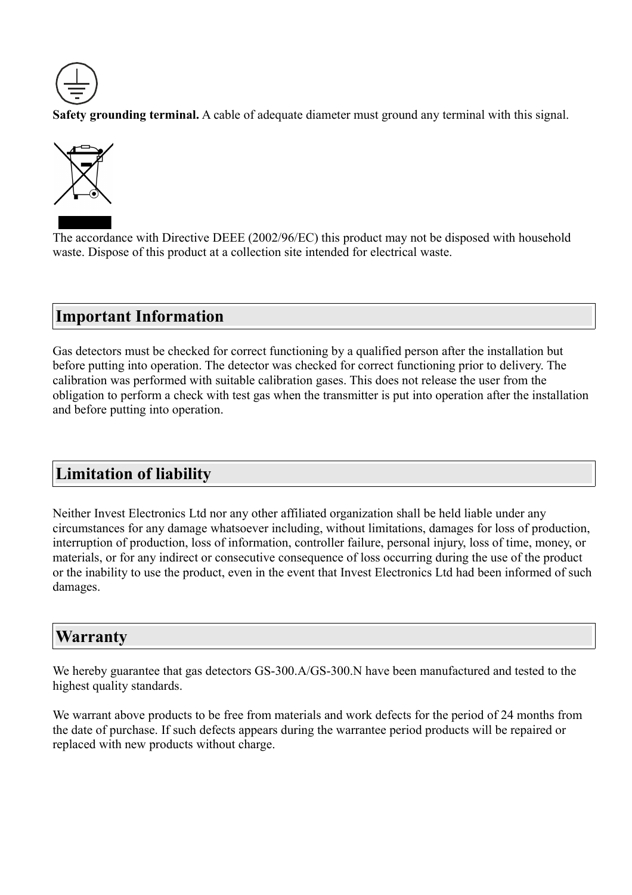**Safety grounding terminal.** A cable of adequate diameter must ground any terminal with this signal.

The accordance with Directive DEEE (2002/96/EC) this product may not be disposed with household waste. Dispose of this product at a collection site intended for electrical waste.

## Important Information

Gas detectors must be checked for correct functioning by a qualified person after the installation but before putting into operation. The detector was checked for correct functioning prior to delivery. The calibration was performed with suitable calibration gases. This does not release the user from the obligation to perform a check with test gas when the transmitter is put into operation after the installation and before putting into operation.

## Limitation of liability

Neither Invest Electronics Ltd nor any other affiliated organization shall be held liable under any circumstances for any damage whatsoever including, without limitations, damages for loss of production, interruption of production, loss of information, controller failure, personal injury, loss of time, money, or materials, or for any indirect or consecutive consequence of loss occurring during the use of the product or the inability to use the product, even in the event that Invest Electronics Ltd had been informed of such damages.

## Warranty

We hereby guarantee that gas detectors GS-300.A/GS-300.N have been manufactured and tested to the highest quality standards.

We warrant above products to be free from materials and work defects for the period of 24 months from the date of purchase. If such defects appears during the warrantee period products will be repaired or replaced with new products without charge.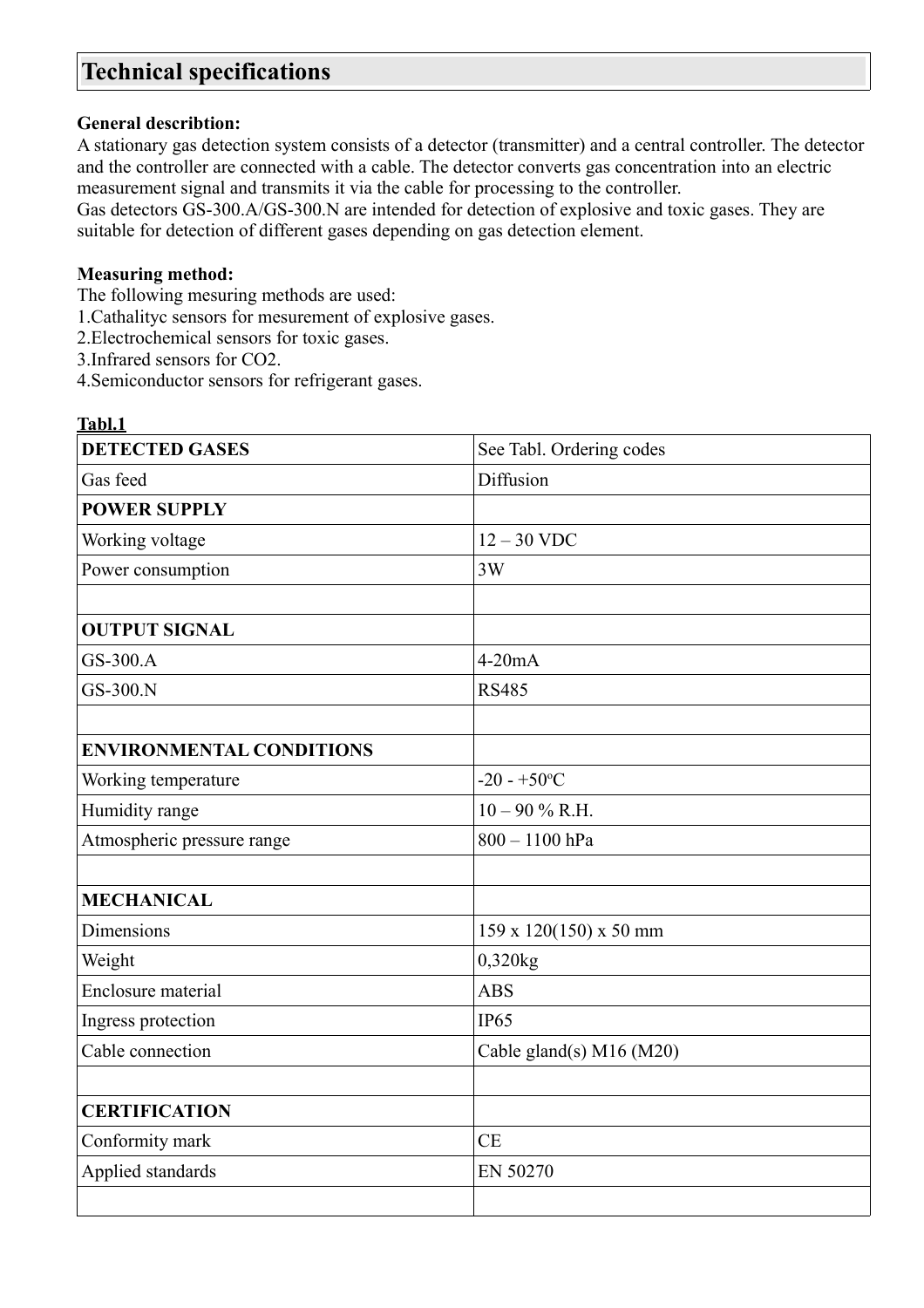## Technical specifications

**General describtion:**
A stationary gas detection system consists of a detector (transmitter) and a central controller. The detector and the controller are connected with a cable. The detector converts gas concentration into an electric measurement signal and transmits it via the cable for processing to the controller.
Gas detectors GS-300.A/GS-300.N are intended for detection of explosive and toxic gases. They are suitable for detection of different gases depending on gas detection element.

**Measuring method:**
The following mesuring methods are used:
1.Cathalityc sensors for mesurement of explosive gases.
2.Electrochemical sensors for toxic gases.
3.Infrared sensors for $CO_2$.
4.Semiconductor sensors for refrigerant gases.

**Tabl.1**

| **DETECTED GASES** | See Tabl. Ordering codes |
|---|---|
| Gas feed | Diffusion |
| **POWER SUPPLY** | |
| Working voltage | 12 – 30 VDC |
| Power consumption | 3W |
| | |
| **OUTPUT SIGNAL** | |
| GS-300.A | 4-20mA |
| GS-300.N | RS485 |
| | |
| **ENVIRONMENTAL CONDITIONS** | |
| Working temperature | -20 - +50°C |
| Humidity range | 10 – 90 % R.H. |
| Atmospheric pressure range | 800 – 1100 hPa |
| | |
| **MECHANICAL** | |
| Dimensions | 159 x 120(150) x 50 mm |
| Weight | 0,320kg |
| Enclosure material | ABS |
| Ingress protection | IP65 |
| Cable connection | Cable gland(s) M16 (M20) |
| | |
| **CERTIFICATION** | |
| Conformity mark | CE |
| Applied standards | EN 50270 |
| | |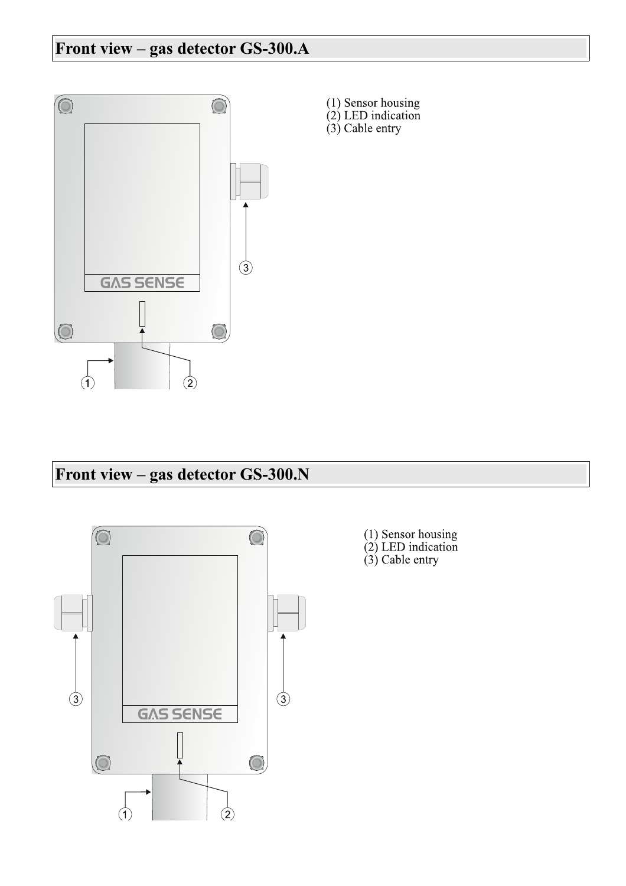## Front view – gas detector GS-300.A

(1) Sensor housing
(2) LED indication
(3) Cable entry

## Front view – gas detector GS-300.N

(1) Sensor housing
(2) LED indication
(3) Cable entry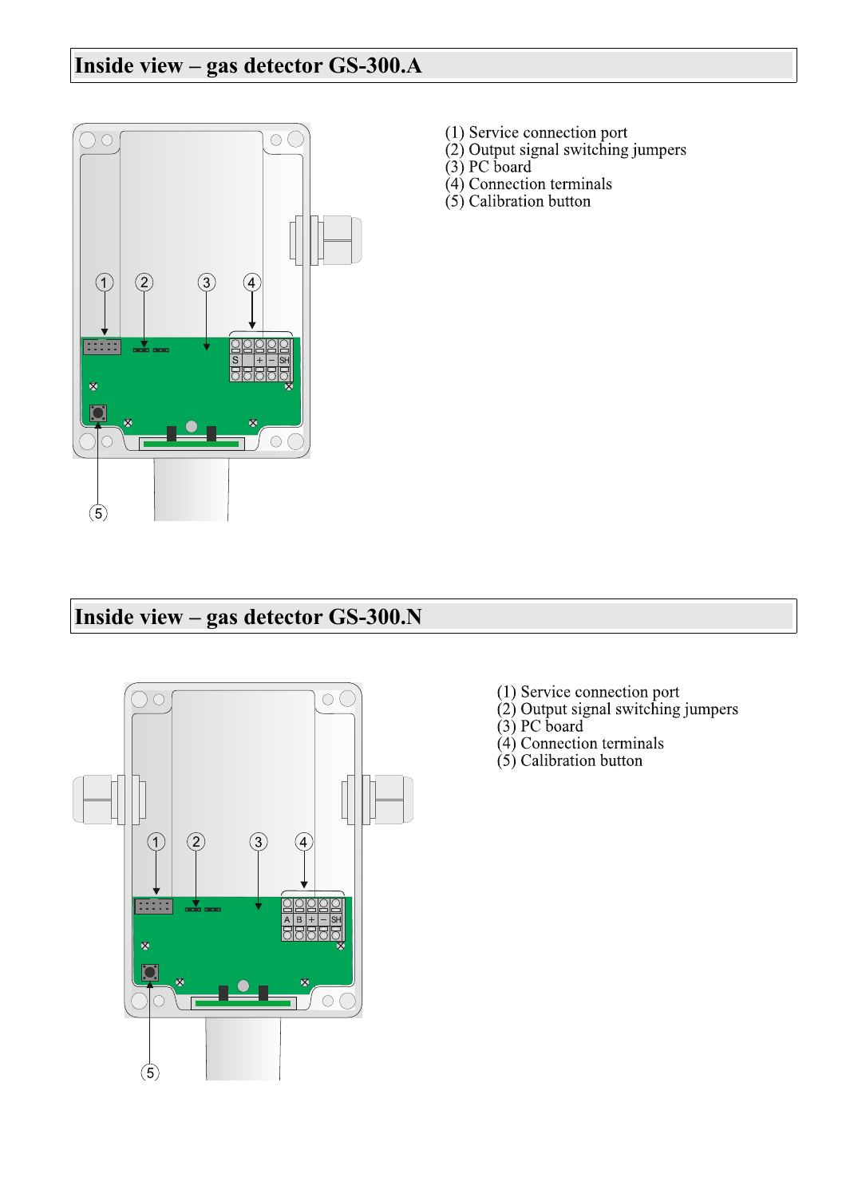## Inside view – gas detector GS-300.A

(1) Service connection port
(2) Output signal switching jumpers
(3) PC board
(4) Connection terminals
(5) Calibration button

## Inside view – gas detector GS-300.N

(1) Service connection port
(2) Output signal switching jumpers
(3) PC board
(4) Connection terminals
(5) Calibration button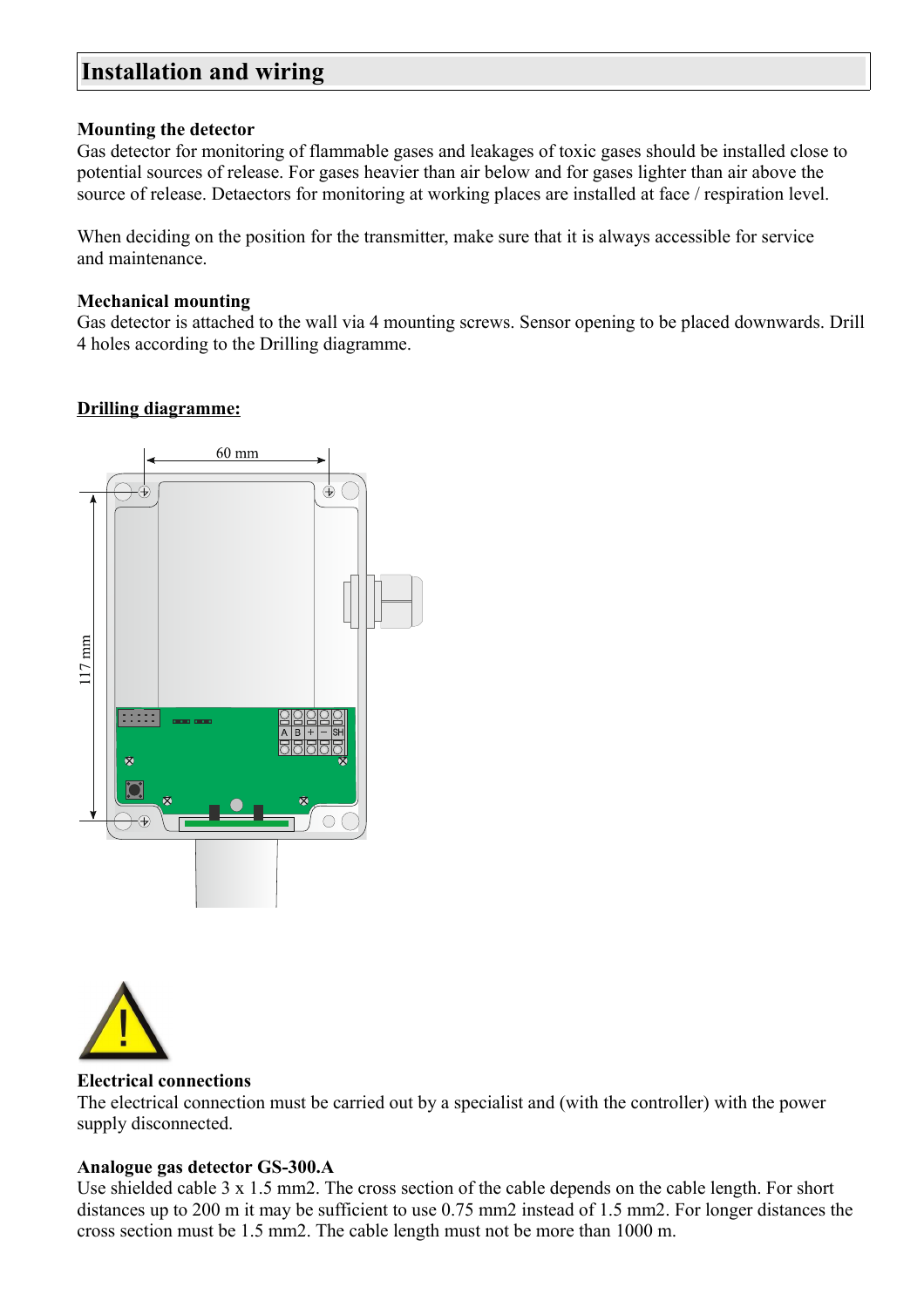# Installation and wiring

**Mounting the detector**

Gas detector for monitoring of flammable gases and leakages of toxic gases should be installed close to potential sources of release. For gases heavier than air below and for gases lighter than air above the source of release. Detaectors for monitoring at working places are installed at face / respiration level.

When deciding on the position for the transmitter, make sure that it is always accessible for service and maintenance.

**Mechanical mounting**

Gas detector is attached to the wall via 4 mounting screws. Sensor opening to be placed downwards. Drill 4 holes according to the Drilling diagramme.

**Drilling diagramme:**

60 mm

117 mm

A B + – SH

**Electrical connections**

The electrical connection must be carried out by a specialist and (with the controller) with the power supply disconnected.

**Analogue gas detector GS-300.A**

Use shielded cable 3 x 1.5 mm2. The cross section of the cable depends on the cable length. For short distances up to 200 m it may be sufficient to use 0.75 mm2 instead of 1.5 mm2. For longer distances the cross section must be 1.5 mm2. The cable length must not be more than 1000 m.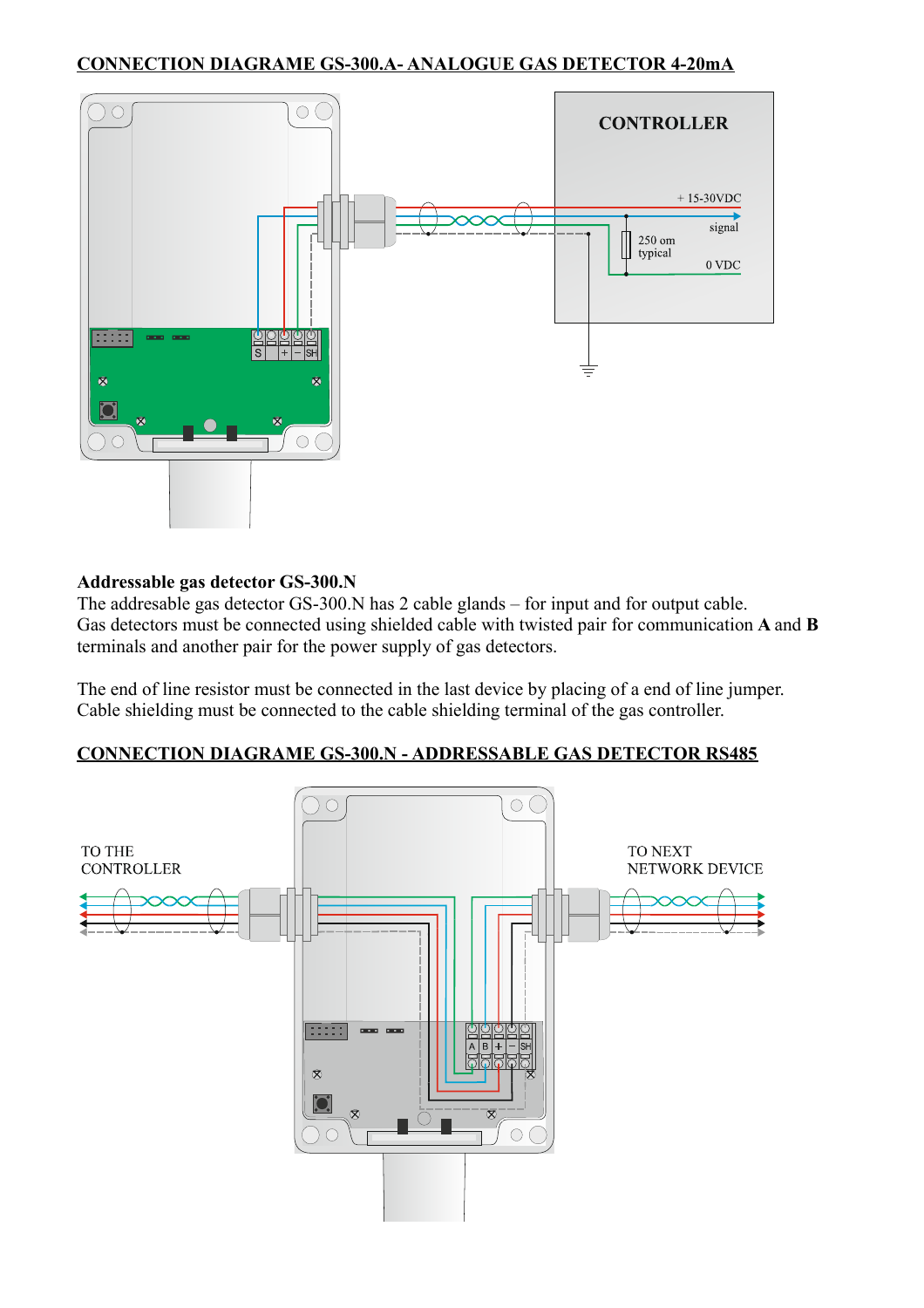## CONNECTION DIAGRAME GS-300.A- ANALOGUE GAS DETECTOR 4-20mA

CONTROLLER

+ 15-30VDC

signal

250 om typical

0 VDC

S + – SH

**Addressable gas detector GS-300.N**

The addresable gas detector GS-300.N has 2 cable glands – for input and for output cable.
Gas detectors must be connected using shielded cable with twisted pair for communication **A** and **B** terminals and another pair for the power supply of gas detectors.

The end of line resistor must be connected in the last device by placing of a end of line jumper.
Cable shielding must be connected to the cable shielding terminal of the gas controller.

## CONNECTION DIAGRAME GS-300.N - ADDRESSABLE GAS DETECTOR RS485

TO THE CONTROLLER

TO NEXT NETWORK DEVICE

A B + – SH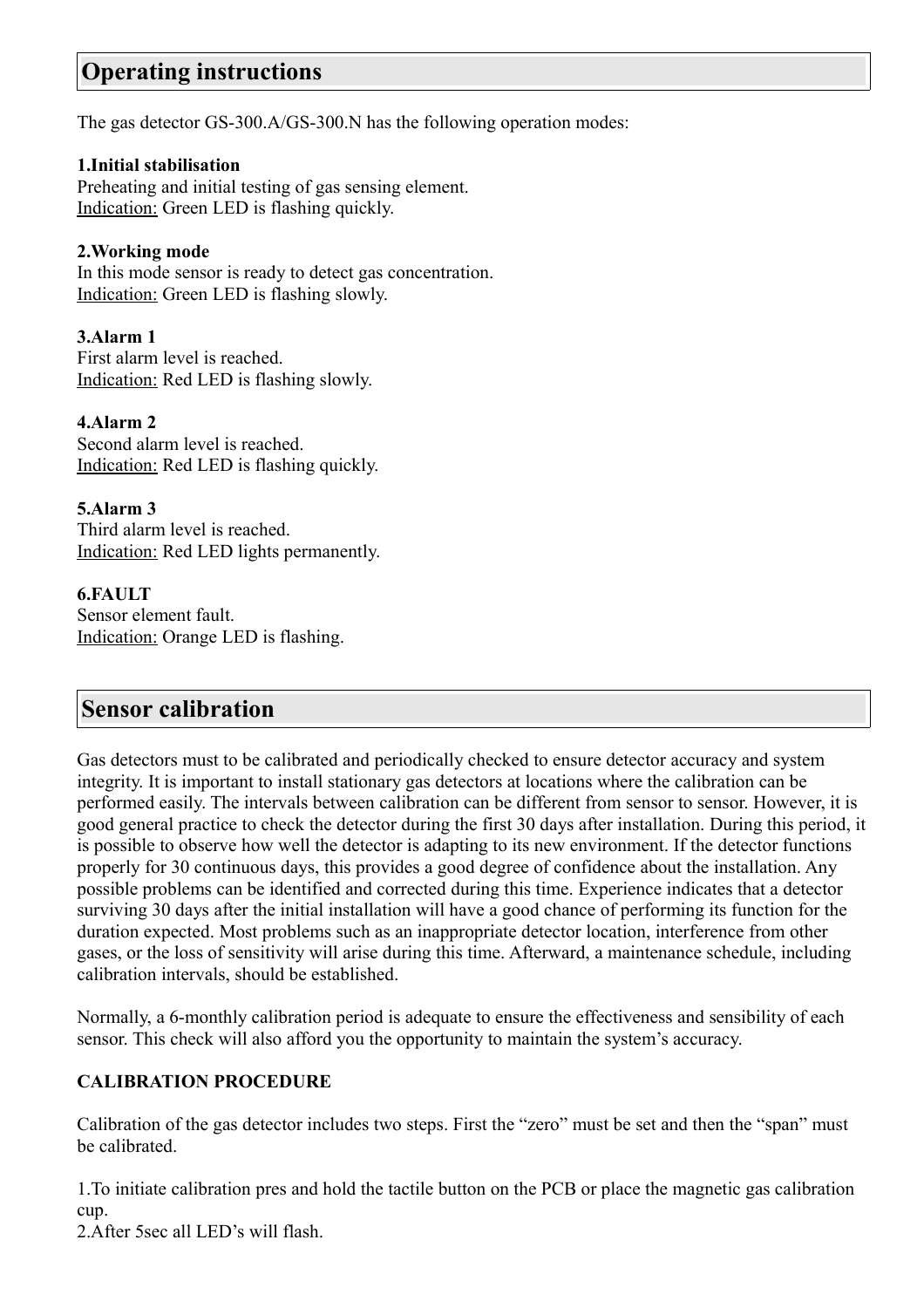## Operating instructions

The gas detector GS-300.A/GS-300.N has the following operation modes:

**1.Initial stabilisation**
Preheating and initial testing of gas sensing element.
Indication: Green LED is flashing quickly.

**2.Working mode**
In this mode sensor is ready to detect gas concentration.
Indication: Green LED is flashing slowly.

**3.Alarm 1**
First alarm level is reached.
Indication: Red LED is flashing slowly.

**4.Alarm 2**
Second alarm level is reached.
Indication: Red LED is flashing quickly.

**5.Alarm 3**
Third alarm level is reached.
Indication: Red LED lights permanently.

**6.FAULT**
Sensor element fault.
Indication: Orange LED is flashing.

## Sensor calibration

Gas detectors must to be calibrated and periodically checked to ensure detector accuracy and system integrity. It is important to install stationary gas detectors at locations where the calibration can be performed easily. The intervals between calibration can be different from sensor to sensor. However, it is good general practice to check the detector during the first 30 days after installation. During this period, it is possible to observe how well the detector is adapting to its new environment. If the detector functions properly for 30 continuous days, this provides a good degree of confidence about the installation. Any possible problems can be identified and corrected during this time. Experience indicates that a detector surviving 30 days after the initial installation will have a good chance of performing its function for the duration expected. Most problems such as an inappropriate detector location, interference from other gases, or the loss of sensitivity will arise during this time. Afterward, a maintenance schedule, including calibration intervals, should be established.

Normally, a 6-monthly calibration period is adequate to ensure the effectiveness and sensibility of each sensor. This check will also afford you the opportunity to maintain the system's accuracy.

**CALIBRATION PROCEDURE**

Calibration of the gas detector includes two steps. First the "zero" must be set and then the "span" must be calibrated.

1.To initiate calibration pres and hold the tactile button on the PCB or place the magnetic gas calibration cup.
2.After 5sec all LED's will flash.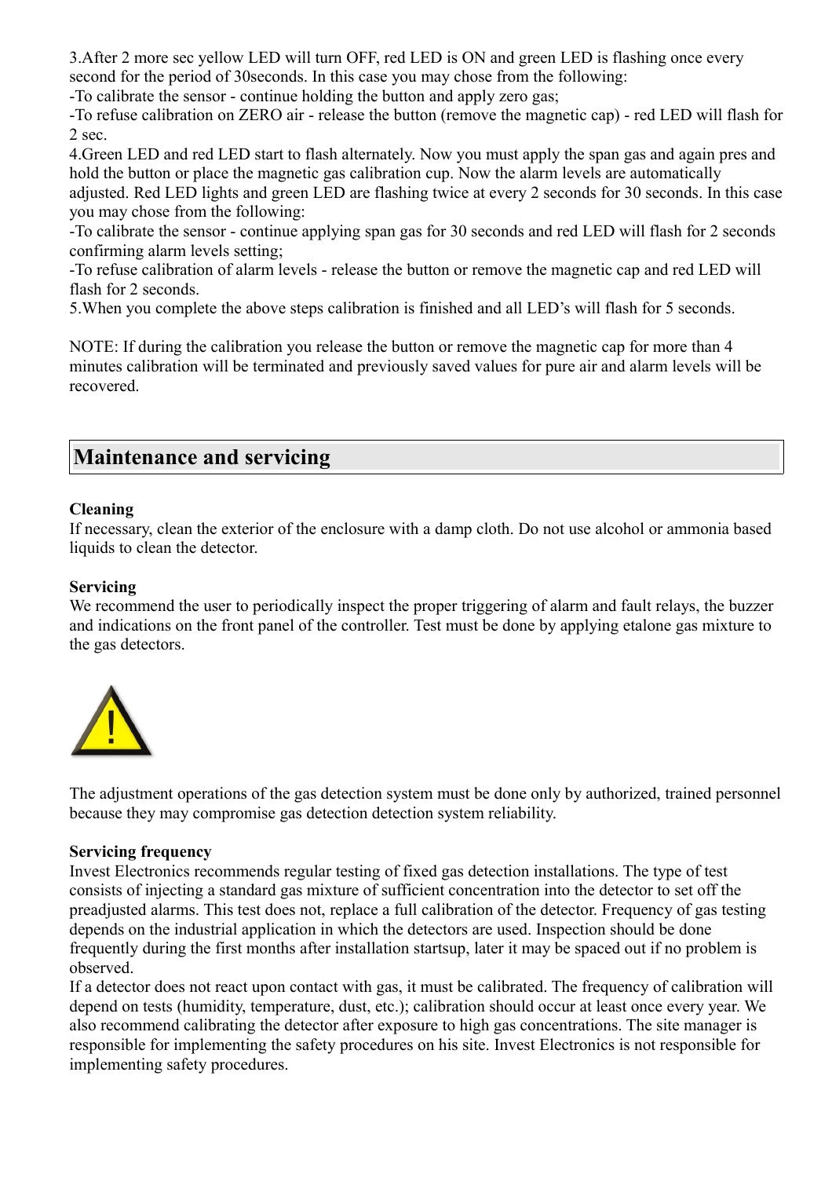3.After 2 more sec yellow LED will turn OFF, red LED is ON and green LED is flashing once every second for the period of 30seconds. In this case you may chose from the following:

-To calibrate the sensor - continue holding the button and apply zero gas;

-To refuse calibration on ZERO air - release the button (remove the magnetic cap) - red LED will flash for 2 sec.

4.Green LED and red LED start to flash alternately. Now you must apply the span gas and again pres and hold the button or place the magnetic gas calibration cup. Now the alarm levels are automatically adjusted. Red LED lights and green LED are flashing twice at every 2 seconds for 30 seconds. In this case you may chose from the following:

-To calibrate the sensor - continue applying span gas for 30 seconds and red LED will flash for 2 seconds confirming alarm levels setting;

-To refuse calibration of alarm levels - release the button or remove the magnetic cap and red LED will flash for 2 seconds.

5.When you complete the above steps calibration is finished and all LED's will flash for 5 seconds.

NOTE: If during the calibration you release the button or remove the magnetic cap for more than 4 minutes calibration will be terminated and previously saved values for pure air and alarm levels will be recovered.

## Maintenance and servicing

**Cleaning**

If necessary, clean the exterior of the enclosure with a damp cloth. Do not use alcohol or ammonia based liquids to clean the detector.

**Servicing**

We recommend the user to periodically inspect the proper triggering of alarm and fault relays, the buzzer and indications on the front panel of the controller. Test must be done by applying etalone gas mixture to the gas detectors.

The adjustment operations of the gas detection system must be done only by authorized, trained personnel because they may compromise gas detection detection system reliability.

**Servicing frequency**

Invest Electronics recommends regular testing of fixed gas detection installations. The type of test consists of injecting a standard gas mixture of sufficient concentration into the detector to set off the preadjusted alarms. This test does not, replace a full calibration of the detector. Frequency of gas testing depends on the industrial application in which the detectors are used. Inspection should be done frequently during the first months after installation startsup, later it may be spaced out if no problem is observed.

If a detector does not react upon contact with gas, it must be calibrated. The frequency of calibration will depend on tests (humidity, temperature, dust, etc.); calibration should occur at least once every year. We also recommend calibrating the detector after exposure to high gas concentrations. The site manager is responsible for implementing the safety procedures on his site. Invest Electronics is not responsible for implementing safety procedures.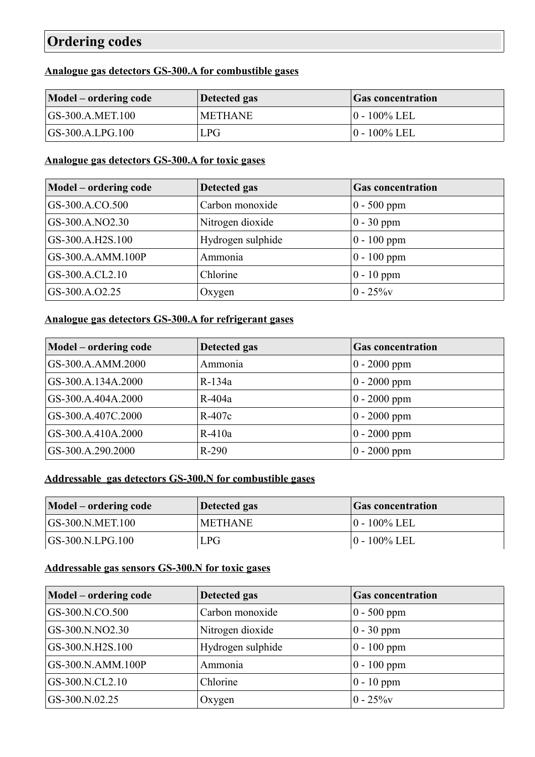## Ordering codes

**Analogue gas detectors GS-300.A for combustible gases**

| Model – ordering code | Detected gas | Gas concentration |
|---|---|---|
| GS-300.A.MET.100 | METHANE | 0 - 100% LEL |
| GS-300.A.LPG.100 | LPG | 0 - 100% LEL |

**Analogue gas detectors GS-300.A for toxic gases**

| Model – ordering code | Detected gas | Gas concentration |
|---|---|---|
| GS-300.A.CO.500 | Carbon monoxide | 0 - 500 ppm |
| GS-300.A.NO2.30 | Nitrogen dioxide | 0 - 30 ppm |
| GS-300.A.H2S.100 | Hydrogen sulphide | 0 - 100 ppm |
| GS-300.A.AMM.100P | Ammonia | 0 - 100 ppm |
| GS-300.A.CL2.10 | Chlorine | 0 - 10 ppm |
| GS-300.A.O2.25 | Oxygen | 0 - 25%v |

**Analogue gas detectors GS-300.A for refrigerant gases**

| Model – ordering code | Detected gas | Gas concentration |
|---|---|---|
| GS-300.A.AMM.2000 | Ammonia | 0 - 2000 ppm |
| GS-300.A.134A.2000 | R-134a | 0 - 2000 ppm |
| GS-300.A.404A.2000 | R-404a | 0 - 2000 ppm |
| GS-300.A.407C.2000 | R-407c | 0 - 2000 ppm |
| GS-300.A.410A.2000 | R-410a | 0 - 2000 ppm |
| GS-300.A.290.2000 | R-290 | 0 - 2000 ppm |

**Addressable gas detectors GS-300.N for combustible gases**

| Model – ordering code | Detected gas | Gas concentration |
|---|---|---|
| GS-300.N.MET.100 | METHANE | 0 - 100% LEL |
| GS-300.N.LPG.100 | LPG | 0 - 100% LEL |

**Addressable gas sensors GS-300.N for toxic gases**

| Model – ordering code | Detected gas | Gas concentration |
|---|---|---|
| GS-300.N.CO.500 | Carbon monoxide | 0 - 500 ppm |
| GS-300.N.NO2.30 | Nitrogen dioxide | 0 - 30 ppm |
| GS-300.N.H2S.100 | Hydrogen sulphide | 0 - 100 ppm |
| GS-300.N.AMM.100P | Ammonia | 0 - 100 ppm |
| GS-300.N.CL2.10 | Chlorine | 0 - 10 ppm |
| GS-300.N.02.25 | Oxygen | 0 - 25%v |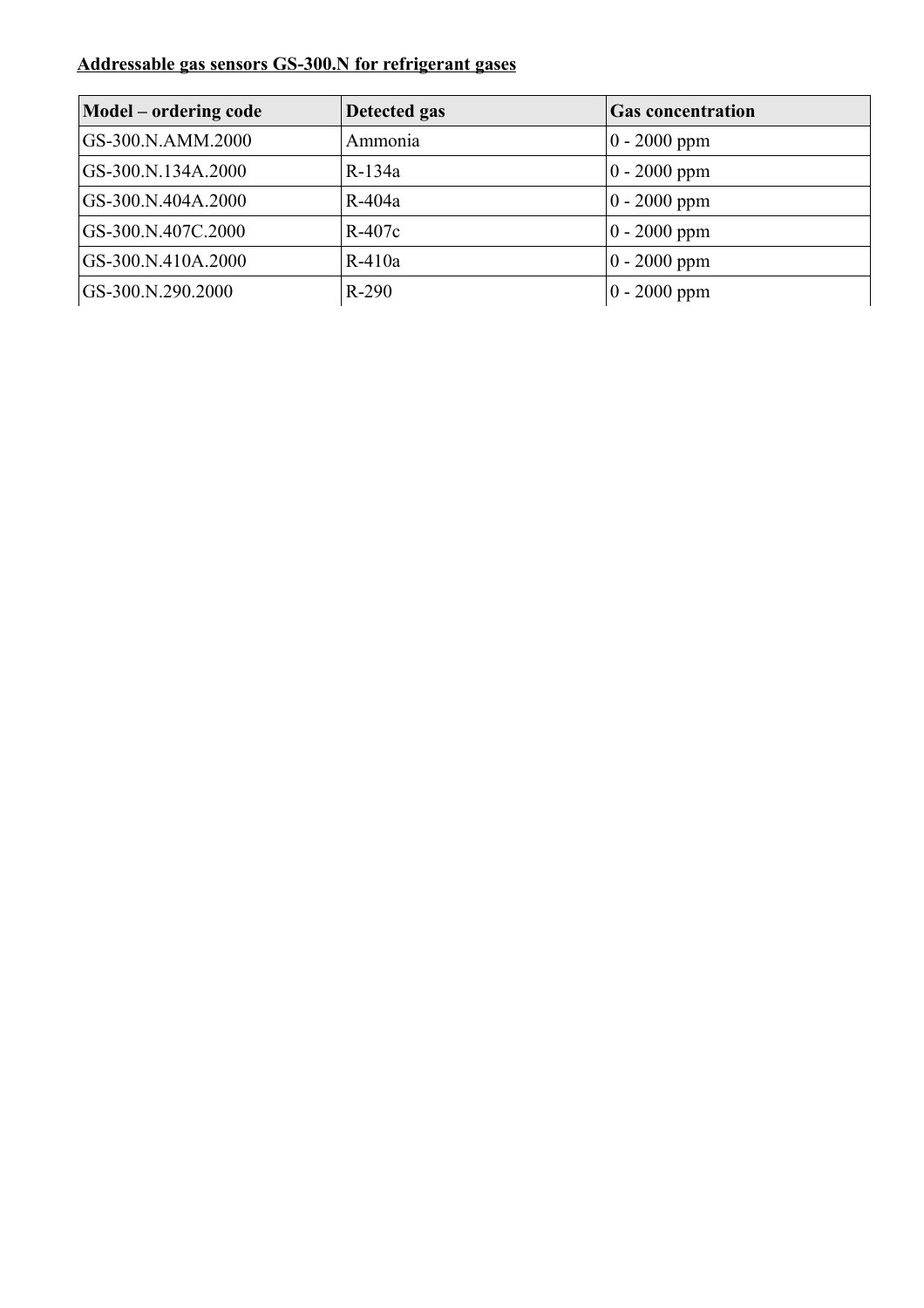**Addressable gas sensors GS-300.N for refrigerant gases**

| Model – ordering code | Detected gas | Gas concentration |
| --- | --- | --- |
| GS-300.N.AMM.2000 | Ammonia | 0 - 2000 ppm |
| GS-300.N.134A.2000 | R-134a | 0 - 2000 ppm |
| GS-300.N.404A.2000 | R-404a | 0 - 2000 ppm |
| GS-300.N.407C.2000 | R-407c | 0 - 2000 ppm |
| GS-300.N.410A.2000 | R-410a | 0 - 2000 ppm |
| GS-300.N.290.2000 | R-290 | 0 - 2000 ppm |